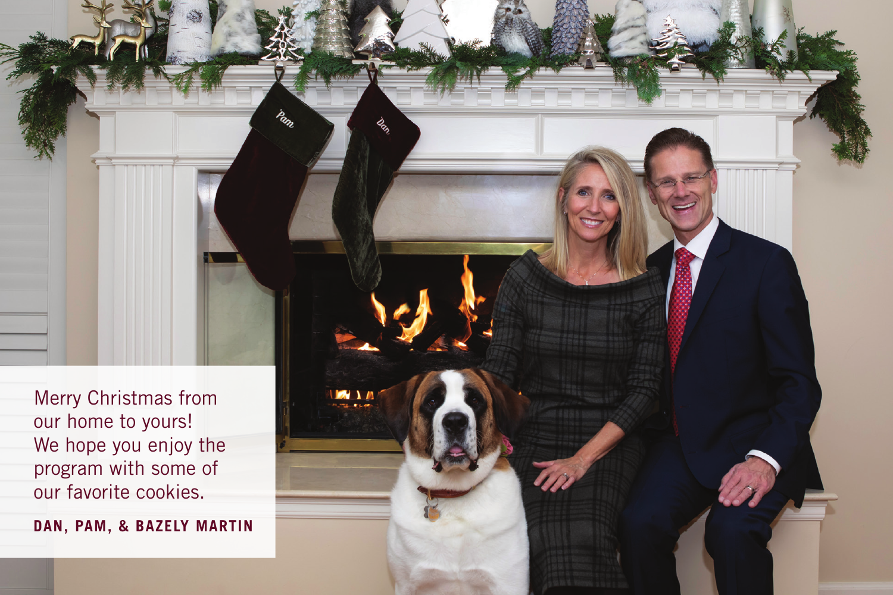Merry Christmas from our home to yours! We hope you enjoy the program with some of our favorite cookies.

**DAN, PAM, & BAZELY MARTIN**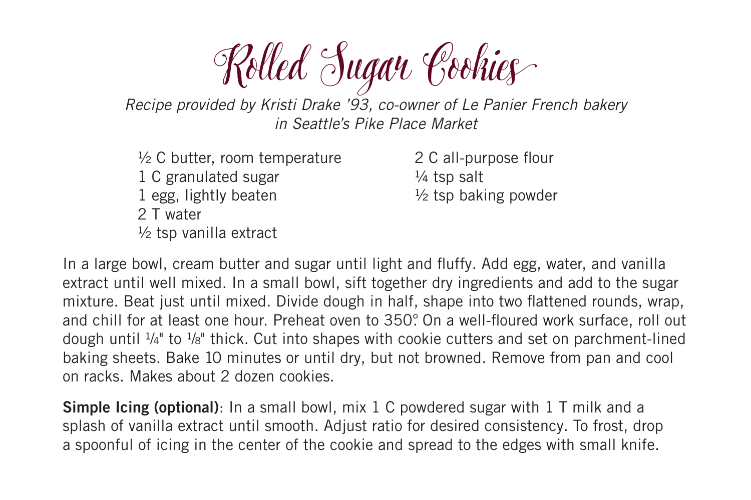# Rolled Sugar Cookies

*Recipe provided by Kristi Drake '93, co-owner of Le Panier French bakery in Seattle's Pike Place Market*

- ½ C butter, room temperature
- 1 C granulated sugar
- 1 egg, lightly beaten
- 2 T water
- ½ tsp vanilla extract
- 2 C all-purpose flour
- ¼ tsp salt
- ½ tsp baking powder

In a large bowl, cream butter and sugar until light and fluffy. Add egg, water, and vanilla extract until well mixed. In a small bowl, sift together dry ingredients and add to the sugar mixture. Beat just until mixed. Divide dough in half, shape into two flattened rounds, wrap, and chill for at least one hour. Preheat oven to 350°. On a well-floured work surface, roll out dough until ¼" to ⅛" thick. Cut into shapes with cookie cutters and set on parchment-lined baking sheets. Bake 10 minutes or until dry, but not browned. Remove from pan and cool on racks. Makes about 2 dozen cookies.

**Simple Icing (optional)**: In a small bowl, mix 1 C powdered sugar with 1 T milk and a splash of vanilla extract until smooth. Adjust ratio for desired consistency. To frost, drop a spoonful of icing in the center of the cookie and spread to the edges with small knife.